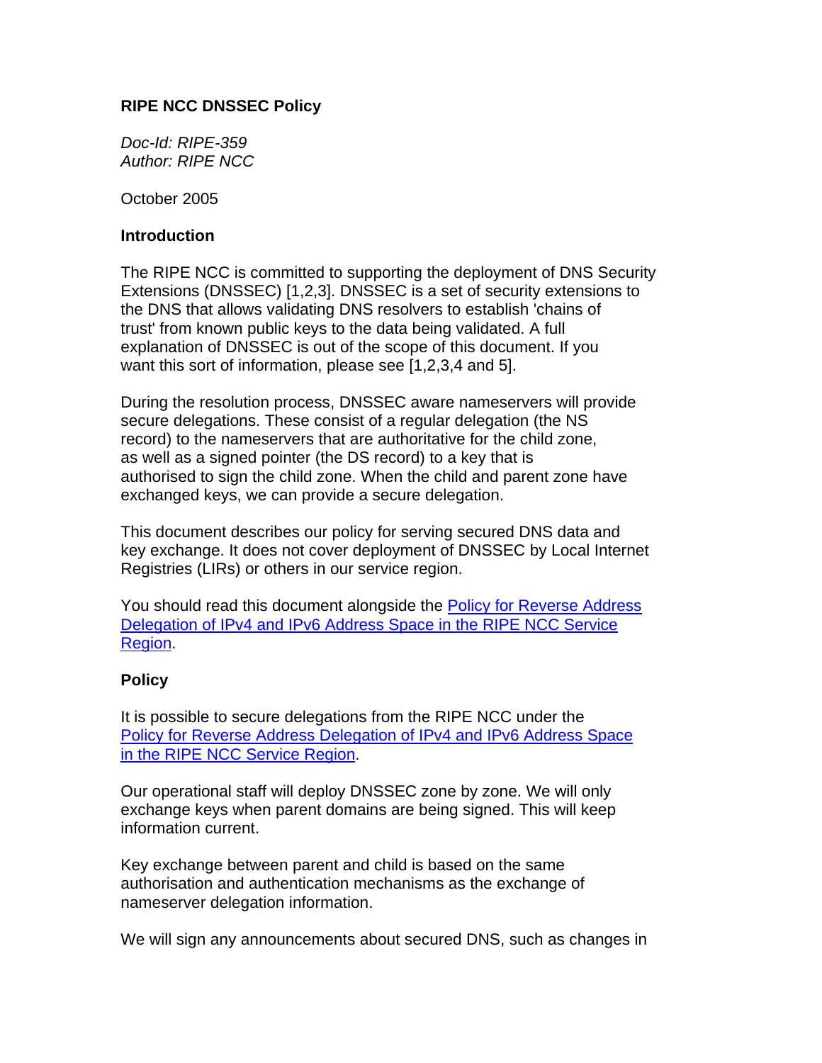# RIPE NCC DNSSEC Policy

*Doc-Id: RIPE-359*
*Author: RIPE NCC*

October 2005

## Introduction

The RIPE NCC is committed to supporting the deployment of DNS Security Extensions (DNSSEC) [1,2,3]. DNSSEC is a set of security extensions to the DNS that allows validating DNS resolvers to establish 'chains of trust' from known public keys to the data being validated. A full explanation of DNSSEC is out of the scope of this document. If you want this sort of information, please see [1,2,3,4 and 5].

During the resolution process, DNSSEC aware nameservers will provide secure delegations. These consist of a regular delegation (the NS record) to the nameservers that are authoritative for the child zone, as well as a signed pointer (the DS record) to a key that is authorised to sign the child zone. When the child and parent zone have exchanged keys, we can provide a secure delegation.

This document describes our policy for serving secured DNS data and key exchange. It does not cover deployment of DNSSEC by Local Internet Registries (LIRs) or others in our service region.

You should read this document alongside the Policy for Reverse Address Delegation of IPv4 and IPv6 Address Space in the RIPE NCC Service Region.

## Policy

It is possible to secure delegations from the RIPE NCC under the Policy for Reverse Address Delegation of IPv4 and IPv6 Address Space in the RIPE NCC Service Region.

Our operational staff will deploy DNSSEC zone by zone. We will only exchange keys when parent domains are being signed. This will keep information current.

Key exchange between parent and child is based on the same authorisation and authentication mechanisms as the exchange of nameserver delegation information.

We will sign any announcements about secured DNS, such as changes in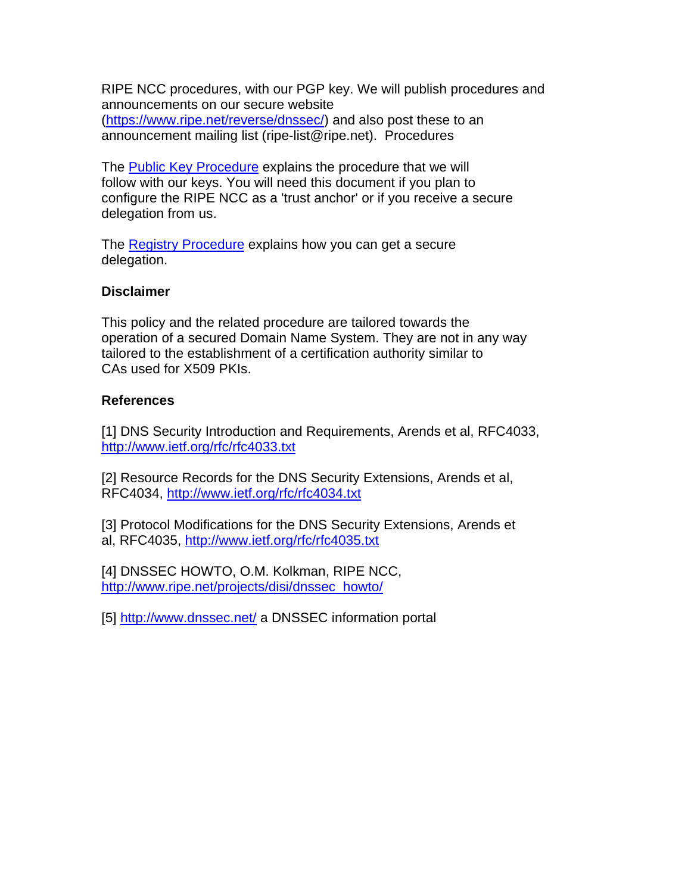RIPE NCC procedures, with our PGP key. We will publish procedures and announcements on our secure website (https://www.ripe.net/reverse/dnssec/) and also post these to an announcement mailing list (ripe-list@ripe.net). Procedures

The Public Key Procedure explains the procedure that we will follow with our keys. You will need this document if you plan to configure the RIPE NCC as a 'trust anchor' or if you receive a secure delegation from us.

The Registry Procedure explains how you can get a secure delegation.

**Disclaimer**

This policy and the related procedure are tailored towards the operation of a secured Domain Name System. They are not in any way tailored to the establishment of a certification authority similar to CAs used for X509 PKIs.

**References**

[1] DNS Security Introduction and Requirements, Arends et al, RFC4033, http://www.ietf.org/rfc/rfc4033.txt

[2] Resource Records for the DNS Security Extensions, Arends et al, RFC4034, http://www.ietf.org/rfc/rfc4034.txt

[3] Protocol Modifications for the DNS Security Extensions, Arends et al, RFC4035, http://www.ietf.org/rfc/rfc4035.txt

[4] DNSSEC HOWTO, O.M. Kolkman, RIPE NCC, http://www.ripe.net/projects/disi/dnssec_howto/

[5] http://www.dnssec.net/ a DNSSEC information portal